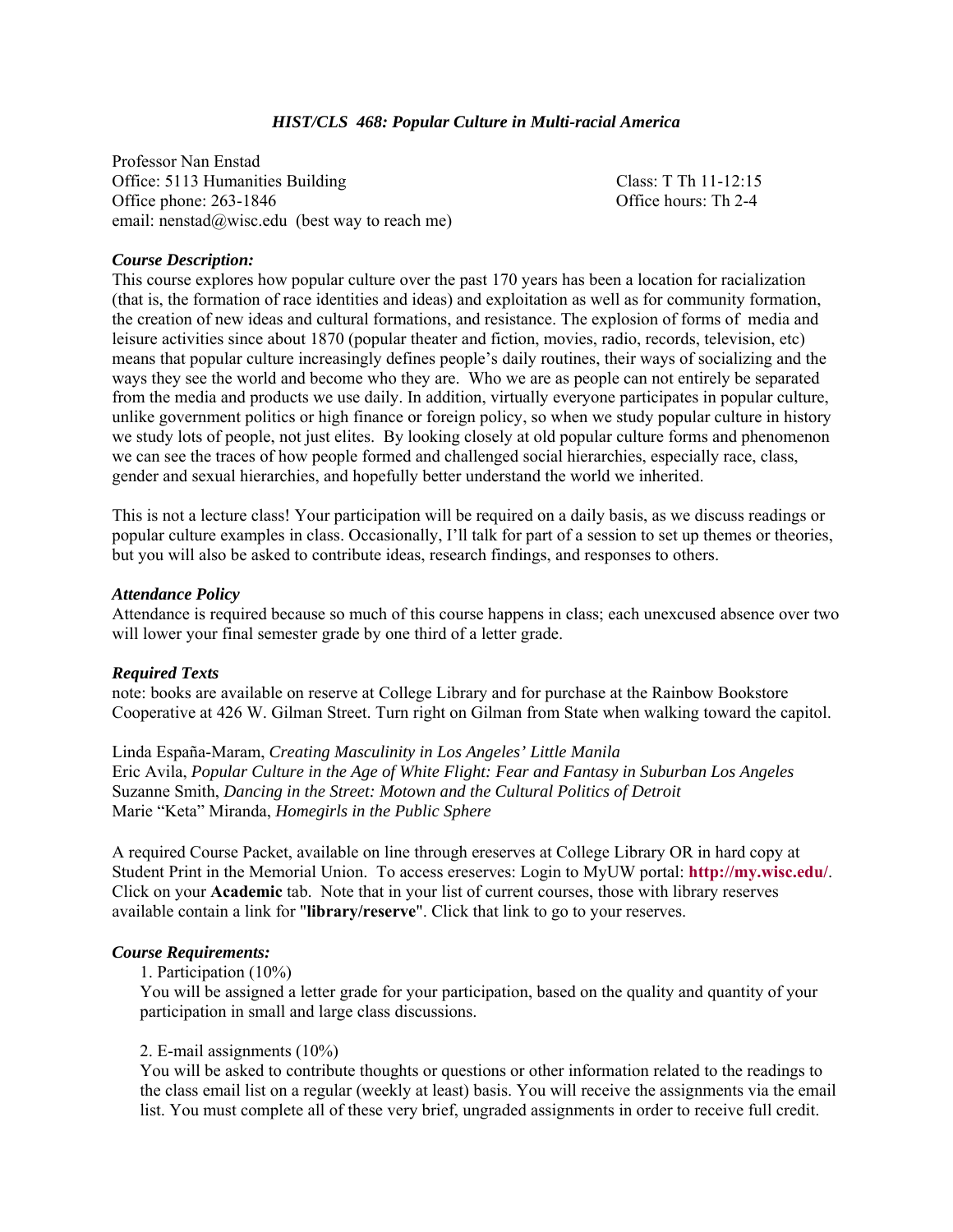# *HIST/CLS 468: Popular Culture in Multi-racial America*

Professor Nan Enstad
Office: 5113 Humanities Building
Office phone: 263-1846
email: nenstad@wisc.edu (best way to reach me)

Class: T Th 11-12:15
Office hours: Th 2-4

### *Course Description:*

This course explores how popular culture over the past 170 years has been a location for racialization (that is, the formation of race identities and ideas) and exploitation as well as for community formation, the creation of new ideas and cultural formations, and resistance. The explosion of forms of media and leisure activities since about 1870 (popular theater and fiction, movies, radio, records, television, etc) means that popular culture increasingly defines people's daily routines, their ways of socializing and the ways they see the world and become who they are. Who we are as people can not entirely be separated from the media and products we use daily. In addition, virtually everyone participates in popular culture, unlike government politics or high finance or foreign policy, so when we study popular culture in history we study lots of people, not just elites. By looking closely at old popular culture forms and phenomenon we can see the traces of how people formed and challenged social hierarchies, especially race, class, gender and sexual hierarchies, and hopefully better understand the world we inherited.

This is not a lecture class! Your participation will be required on a daily basis, as we discuss readings or popular culture examples in class. Occasionally, I'll talk for part of a session to set up themes or theories, but you will also be asked to contribute ideas, research findings, and responses to others.

### *Attendance Policy*

Attendance is required because so much of this course happens in class; each unexcused absence over two will lower your final semester grade by one third of a letter grade.

### *Required Texts*

note: books are available on reserve at College Library and for purchase at the Rainbow Bookstore Cooperative at 426 W. Gilman Street. Turn right on Gilman from State when walking toward the capitol.

Linda España-Maram, *Creating Masculinity in Los Angeles' Little Manila*
Eric Avila, *Popular Culture in the Age of White Flight: Fear and Fantasy in Suburban Los Angeles*
Suzanne Smith, *Dancing in the Street: Motown and the Cultural Politics of Detroit*
Marie "Keta" Miranda, *Homegirls in the Public Sphere*

A required Course Packet, available on line through ereserves at College Library OR in hard copy at Student Print in the Memorial Union. To access ereserves: Login to MyUW portal: **http://my.wisc.edu/**. Click on your **Academic** tab. Note that in your list of current courses, those with library reserves available contain a link for "**library/reserve**". Click that link to go to your reserves.

### *Course Requirements:*

1. Participation (10%)
   You will be assigned a letter grade for your participation, based on the quality and quantity of your participation in small and large class discussions.

2. E-mail assignments (10%)
   You will be asked to contribute thoughts or questions or other information related to the readings to the class email list on a regular (weekly at least) basis. You will receive the assignments via the email list. You must complete all of these very brief, ungraded assignments in order to receive full credit.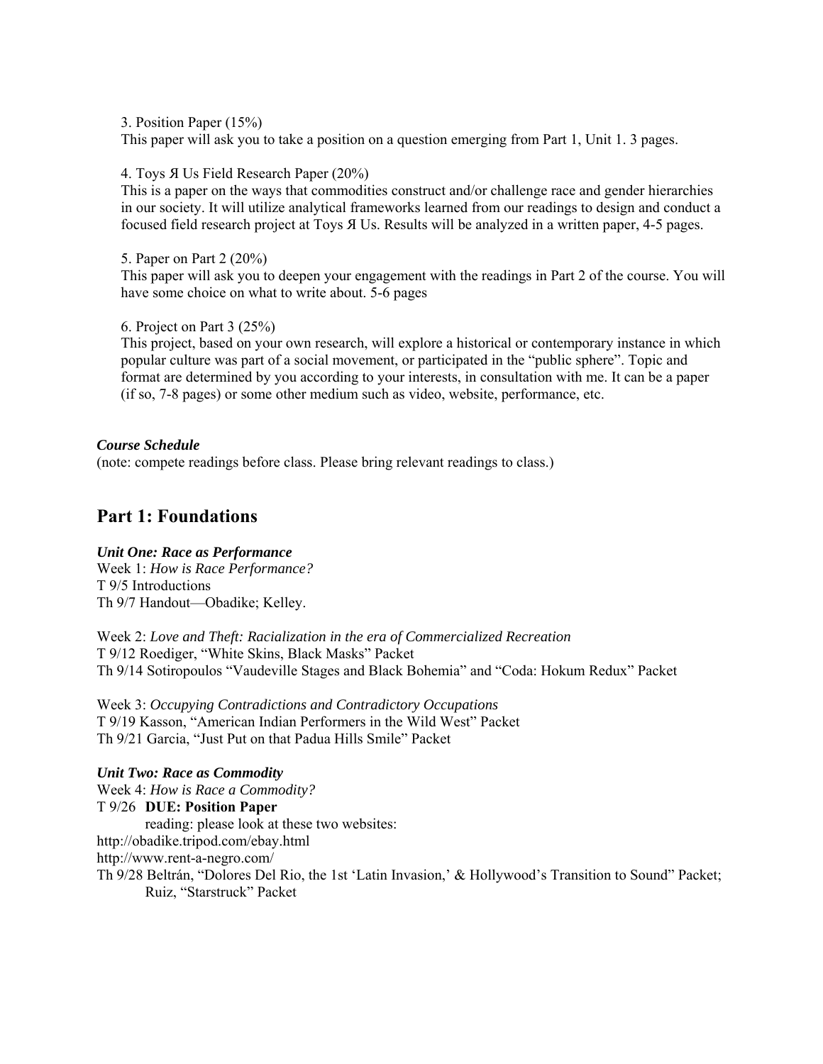3. Position Paper (15%)
This paper will ask you to take a position on a question emerging from Part 1, Unit 1. 3 pages.

4. Toys Я Us Field Research Paper (20%)
This is a paper on the ways that commodities construct and/or challenge race and gender hierarchies in our society. It will utilize analytical frameworks learned from our readings to design and conduct a focused field research project at Toys Я Us. Results will be analyzed in a written paper, 4-5 pages.

5. Paper on Part 2 (20%)
This paper will ask you to deepen your engagement with the readings in Part 2 of the course. You will have some choice on what to write about. 5-6 pages

6. Project on Part 3 (25%)
This project, based on your own research, will explore a historical or contemporary instance in which popular culture was part of a social movement, or participated in the "public sphere". Topic and format are determined by you according to your interests, in consultation with me. It can be a paper (if so, 7-8 pages) or some other medium such as video, website, performance, etc.

***Course Schedule***
(note: compete readings before class. Please bring relevant readings to class.)

## Part 1: Foundations

***Unit One: Race as Performance***
Week 1: *How is Race Performance?*
T 9/5 Introductions
Th 9/7 Handout—Obadike; Kelley.

Week 2: *Love and Theft: Racialization in the era of Commercialized Recreation*
T 9/12 Roediger, "White Skins, Black Masks" Packet
Th 9/14 Sotiropoulos "Vaudeville Stages and Black Bohemia" and "Coda: Hokum Redux" Packet

Week 3: *Occupying Contradictions and Contradictory Occupations*
T 9/19 Kasson, "American Indian Performers in the Wild West" Packet
Th 9/21 Garcia, "Just Put on that Padua Hills Smile" Packet

***Unit Two: Race as Commodity***
Week 4: *How is Race a Commodity?*
T 9/26 **DUE: Position Paper**
reading: please look at these two websites:
http://obadike.tripod.com/ebay.html
http://www.rent-a-negro.com/
Th 9/28 Beltrán, "Dolores Del Rio, the 1st 'Latin Invasion,' & Hollywood's Transition to Sound" Packet; Ruiz, "Starstruck" Packet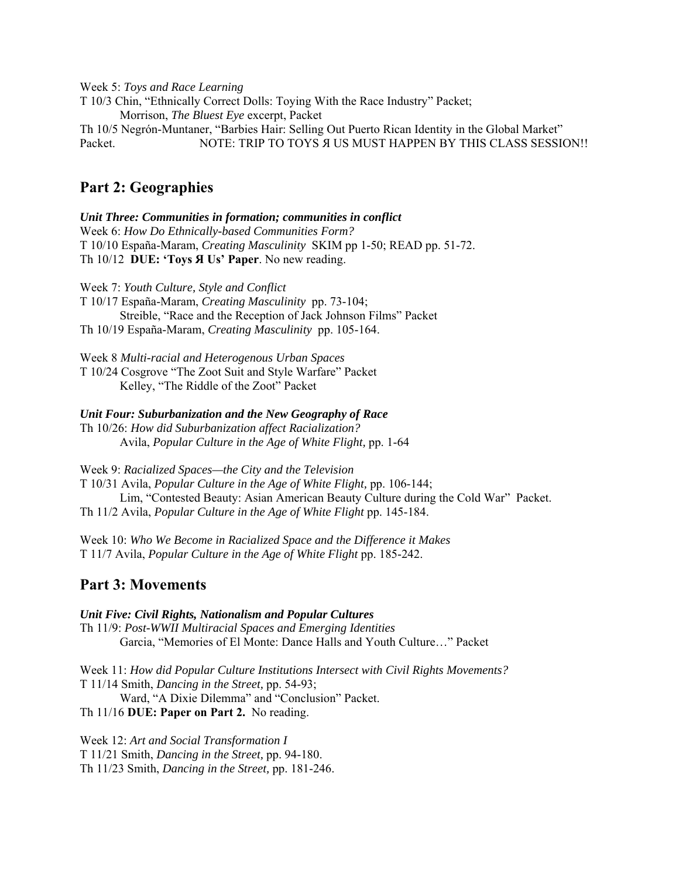Week 5: *Toys and Race Learning*

T 10/3 Chin, "Ethnically Correct Dolls: Toying With the Race Industry" Packet;
    Morrison, *The Bluest Eye* excerpt, Packet

Th 10/5 Negrón-Muntaner, "Barbies Hair: Selling Out Puerto Rican Identity in the Global Market" Packet.          NOTE: TRIP TO TOYS Я US MUST HAPPEN BY THIS CLASS SESSION!!

## Part 2: Geographies

***Unit Three: Communities in formation; communities in conflict***

Week 6: *How Do Ethnically-based Communities Form?*

T 10/10 España-Maram, *Creating Masculinity* SKIM pp 1-50; READ pp. 51-72.

Th 10/12 **DUE: 'Toys Я Us' Paper**. No new reading.

Week 7: *Youth Culture, Style and Conflict*

T 10/17 España-Maram, *Creating Masculinity* pp. 73-104;
    Streible, "Race and the Reception of Jack Johnson Films" Packet

Th 10/19 España-Maram, *Creating Masculinity* pp. 105-164.

Week 8 *Multi-racial and Heterogenous Urban Spaces*

T 10/24 Cosgrove "The Zoot Suit and Style Warfare" Packet
    Kelley, "The Riddle of the Zoot" Packet

***Unit Four: Suburbanization and the New Geography of Race***

Th 10/26: *How did Suburbanization affect Racialization?*
    Avila, *Popular Culture in the Age of White Flight,* pp. 1-64

Week 9: *Racialized Spaces—the City and the Television*

T 10/31 Avila, *Popular Culture in the Age of White Flight,* pp. 106-144;
    Lim, "Contested Beauty: Asian American Beauty Culture during the Cold War" Packet.

Th 11/2 Avila, *Popular Culture in the Age of White Flight* pp. 145-184.

Week 10: *Who We Become in Racialized Space and the Difference it Makes*

T 11/7 Avila, *Popular Culture in the Age of White Flight* pp. 185-242.

## Part 3: Movements

***Unit Five: Civil Rights, Nationalism and Popular Cultures***

Th 11/9: *Post-WWII Multiracial Spaces and Emerging Identities*
    Garcia, "Memories of El Monte: Dance Halls and Youth Culture…" Packet

Week 11: *How did Popular Culture Institutions Intersect with Civil Rights Movements?*

T 11/14 Smith, *Dancing in the Street,* pp. 54-93;
    Ward, "A Dixie Dilemma" and "Conclusion" Packet.

Th 11/16 **DUE: Paper on Part 2.** No reading.

Week 12: *Art and Social Transformation I*

T 11/21 Smith, *Dancing in the Street,* pp. 94-180.

Th 11/23 Smith, *Dancing in the Street,* pp. 181-246.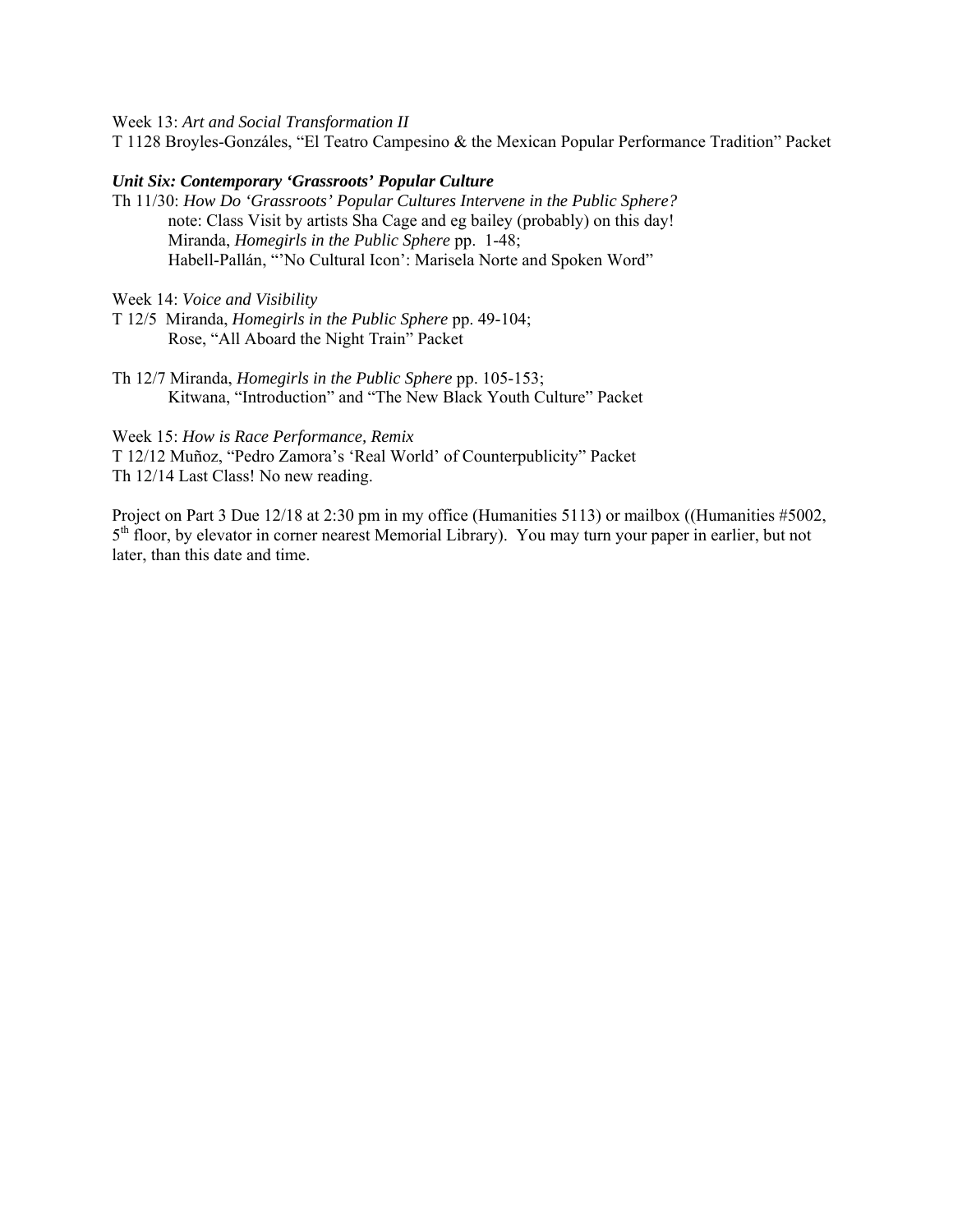Week 13: *Art and Social Transformation II*
T 1128 Broyles-Gonzáles, "El Teatro Campesino & the Mexican Popular Performance Tradition" Packet

***Unit Six: Contemporary 'Grassroots' Popular Culture***

Th 11/30: *How Do 'Grassroots' Popular Cultures Intervene in the Public Sphere?*
note: Class Visit by artists Sha Cage and eg bailey (probably) on this day!
Miranda, *Homegirls in the Public Sphere* pp. 1-48;
Habell-Pallán, "'No Cultural Icon': Marisela Norte and Spoken Word"

Week 14: *Voice and Visibility*
T 12/5 Miranda, *Homegirls in the Public Sphere* pp. 49-104;
Rose, "All Aboard the Night Train" Packet

Th 12/7 Miranda, *Homegirls in the Public Sphere* pp. 105-153;
Kitwana, "Introduction" and "The New Black Youth Culture" Packet

Week 15: *How is Race Performance, Remix*
T 12/12 Muñoz, "Pedro Zamora's 'Real World' of Counterpublicity" Packet
Th 12/14 Last Class! No new reading.

Project on Part 3 Due 12/18 at 2:30 pm in my office (Humanities 5113) or mailbox ((Humanities #5002, 5th floor, by elevator in corner nearest Memorial Library). You may turn your paper in earlier, but not later, than this date and time.